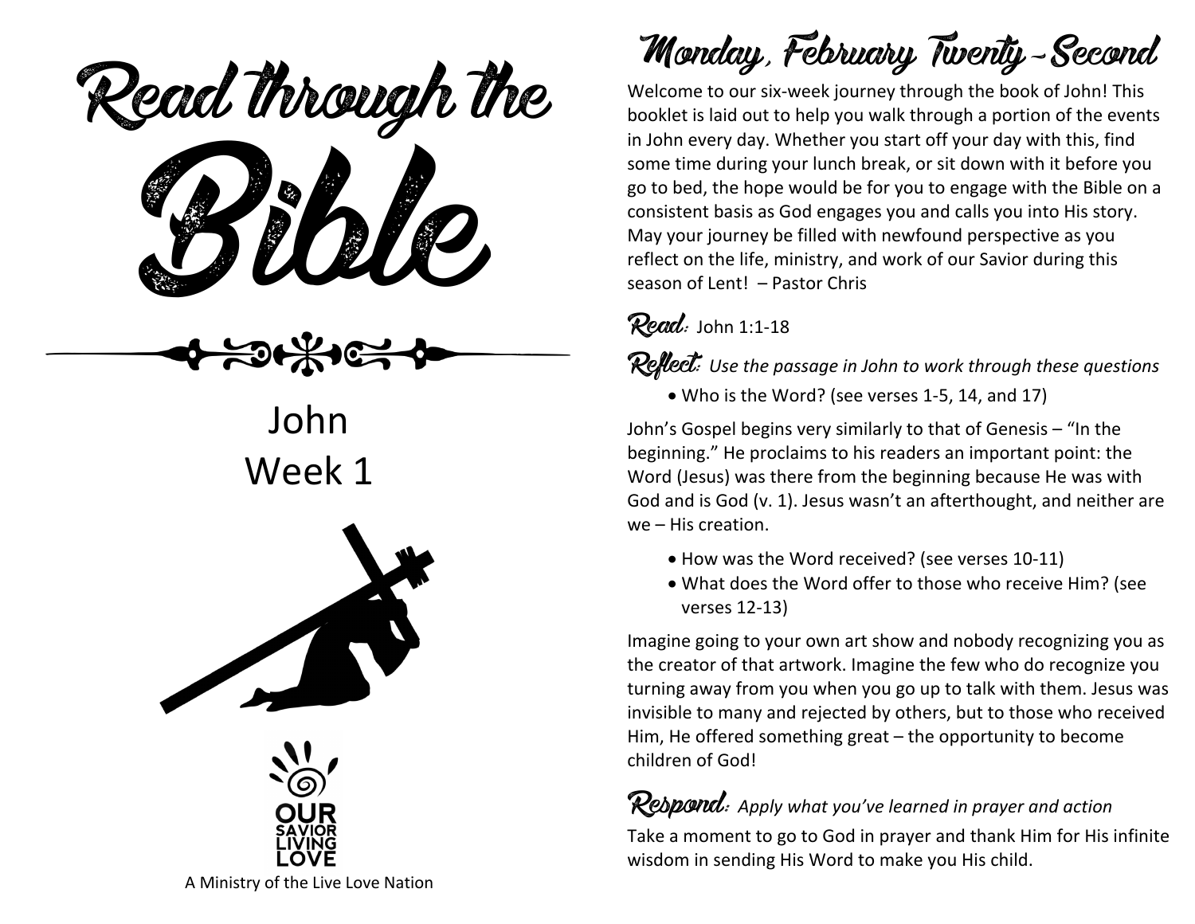# Read through the Bible

## John
## Week 1

OUR SAVIOR LIVING LOVE

A Ministry of the Live Love Nation

# Monday, February Twenty-Second

Welcome to our six-week journey through the book of John! This booklet is laid out to help you walk through a portion of the events in John every day. Whether you start off your day with this, find some time during your lunch break, or sit down with it before you go to bed, the hope would be for you to engage with the Bible on a consistent basis as God engages you and calls you into His story. May your journey be filled with newfound perspective as you reflect on the life, ministry, and work of our Savior during this season of Lent! – Pastor Chris

**Read:** John 1:1-18

**Reflect:** *Use the passage in John to work through these questions*

- Who is the Word? (see verses 1-5, 14, and 17)

John's Gospel begins very similarly to that of Genesis – "In the beginning." He proclaims to his readers an important point: the Word (Jesus) was there from the beginning because He was with God and is God (v. 1). Jesus wasn't an afterthought, and neither are we – His creation.

- How was the Word received? (see verses 10-11)
- What does the Word offer to those who receive Him? (see verses 12-13)

Imagine going to your own art show and nobody recognizing you as the creator of that artwork. Imagine the few who do recognize you turning away from you when you go up to talk with them. Jesus was invisible to many and rejected by others, but to those who received Him, He offered something great – the opportunity to become children of God!

**Respond:** *Apply what you've learned in prayer and action*

Take a moment to go to God in prayer and thank Him for His infinite wisdom in sending His Word to make you His child.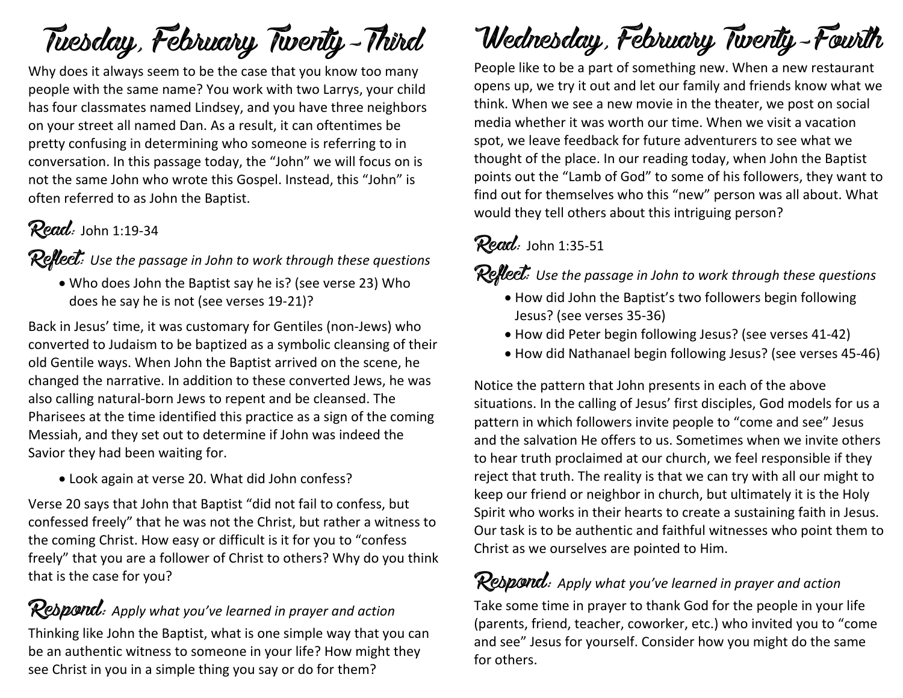# Tuesday, February Twenty-Third

Why does it always seem to be the case that you know too many people with the same name? You work with two Larrys, your child has four classmates named Lindsey, and you have three neighbors on your street all named Dan. As a result, it can oftentimes be pretty confusing in determining who someone is referring to in conversation. In this passage today, the "John" we will focus on is not the same John who wrote this Gospel. Instead, this "John" is often referred to as John the Baptist.

## Read: John 1:19-34

## Reflect: *Use the passage in John to work through these questions*

- Who does John the Baptist say he is? (see verse 23) Who does he say he is not (see verses 19-21)?

Back in Jesus' time, it was customary for Gentiles (non-Jews) who converted to Judaism to be baptized as a symbolic cleansing of their old Gentile ways. When John the Baptist arrived on the scene, he changed the narrative. In addition to these converted Jews, he was also calling natural-born Jews to repent and be cleansed. The Pharisees at the time identified this practice as a sign of the coming Messiah, and they set out to determine if John was indeed the Savior they had been waiting for.

- Look again at verse 20. What did John confess?

Verse 20 says that John that Baptist "did not fail to confess, but confessed freely" that he was not the Christ, but rather a witness to the coming Christ. How easy or difficult is it for you to "confess freely" that you are a follower of Christ to others? Why do you think that is the case for you?

## Respond: *Apply what you've learned in prayer and action*

Thinking like John the Baptist, what is one simple way that you can be an authentic witness to someone in your life? How might they see Christ in you in a simple thing you say or do for them?

# Wednesday, February Twenty-Fourth

People like to be a part of something new. When a new restaurant opens up, we try it out and let our family and friends know what we think. When we see a new movie in the theater, we post on social media whether it was worth our time. When we visit a vacation spot, we leave feedback for future adventurers to see what we thought of the place. In our reading today, when John the Baptist points out the "Lamb of God" to some of his followers, they want to find out for themselves who this "new" person was all about. What would they tell others about this intriguing person?

## Read: John 1:35-51

## Reflect: *Use the passage in John to work through these questions*

- How did John the Baptist's two followers begin following Jesus? (see verses 35-36)
- How did Peter begin following Jesus? (see verses 41-42)
- How did Nathanael begin following Jesus? (see verses 45-46)

Notice the pattern that John presents in each of the above situations. In the calling of Jesus' first disciples, God models for us a pattern in which followers invite people to "come and see" Jesus and the salvation He offers to us. Sometimes when we invite others to hear truth proclaimed at our church, we feel responsible if they reject that truth. The reality is that we can try with all our might to keep our friend or neighbor in church, but ultimately it is the Holy Spirit who works in their hearts to create a sustaining faith in Jesus. Our task is to be authentic and faithful witnesses who point them to Christ as we ourselves are pointed to Him.

## Respond: *Apply what you've learned in prayer and action*

Take some time in prayer to thank God for the people in your life (parents, friend, teacher, coworker, etc.) who invited you to "come and see" Jesus for yourself. Consider how you might do the same for others.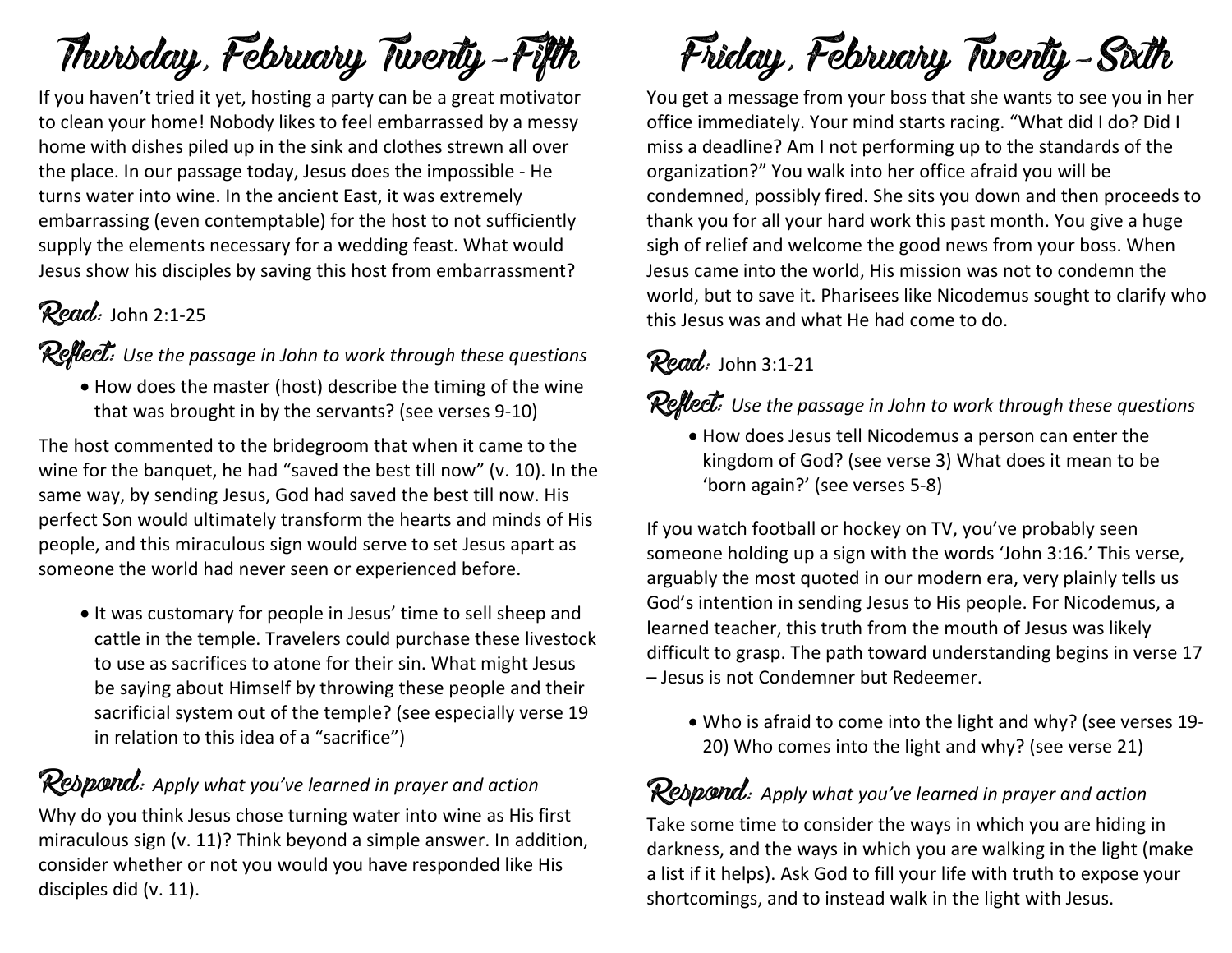# Thursday, February Twenty-Fifth

If you haven't tried it yet, hosting a party can be a great motivator to clean your home! Nobody likes to feel embarrassed by a messy home with dishes piled up in the sink and clothes strewn all over the place. In our passage today, Jesus does the impossible - He turns water into wine. In the ancient East, it was extremely embarrassing (even contemptable) for the host to not sufficiently supply the elements necessary for a wedding feast. What would Jesus show his disciples by saving this host from embarrassment?

## Read: John 2:1-25

## Reflect: *Use the passage in John to work through these questions*

- How does the master (host) describe the timing of the wine that was brought in by the servants? (see verses 9-10)

The host commented to the bridegroom that when it came to the wine for the banquet, he had "saved the best till now" (v. 10). In the same way, by sending Jesus, God had saved the best till now. His perfect Son would ultimately transform the hearts and minds of His people, and this miraculous sign would serve to set Jesus apart as someone the world had never seen or experienced before.

- It was customary for people in Jesus' time to sell sheep and cattle in the temple. Travelers could purchase these livestock to use as sacrifices to atone for their sin. What might Jesus be saying about Himself by throwing these people and their sacrificial system out of the temple? (see especially verse 19 in relation to this idea of a "sacrifice")

## Respond: *Apply what you've learned in prayer and action*

Why do you think Jesus chose turning water into wine as His first miraculous sign (v. 11)? Think beyond a simple answer. In addition, consider whether or not you would you have responded like His disciples did (v. 11).

# Friday, February Twenty-Sixth

You get a message from your boss that she wants to see you in her office immediately. Your mind starts racing. "What did I do? Did I miss a deadline? Am I not performing up to the standards of the organization?" You walk into her office afraid you will be condemned, possibly fired. She sits you down and then proceeds to thank you for all your hard work this past month. You give a huge sigh of relief and welcome the good news from your boss. When Jesus came into the world, His mission was not to condemn the world, but to save it. Pharisees like Nicodemus sought to clarify who this Jesus was and what He had come to do.

## Read: John 3:1-21

## Reflect: *Use the passage in John to work through these questions*

- How does Jesus tell Nicodemus a person can enter the kingdom of God? (see verse 3) What does it mean to be 'born again?' (see verses 5-8)

If you watch football or hockey on TV, you've probably seen someone holding up a sign with the words 'John 3:16.' This verse, arguably the most quoted in our modern era, very plainly tells us God's intention in sending Jesus to His people. For Nicodemus, a learned teacher, this truth from the mouth of Jesus was likely difficult to grasp. The path toward understanding begins in verse 17 – Jesus is not Condemner but Redeemer.

- Who is afraid to come into the light and why? (see verses 19-20) Who comes into the light and why? (see verse 21)

## Respond: *Apply what you've learned in prayer and action*

Take some time to consider the ways in which you are hiding in darkness, and the ways in which you are walking in the light (make a list if it helps). Ask God to fill your life with truth to expose your shortcomings, and to instead walk in the light with Jesus.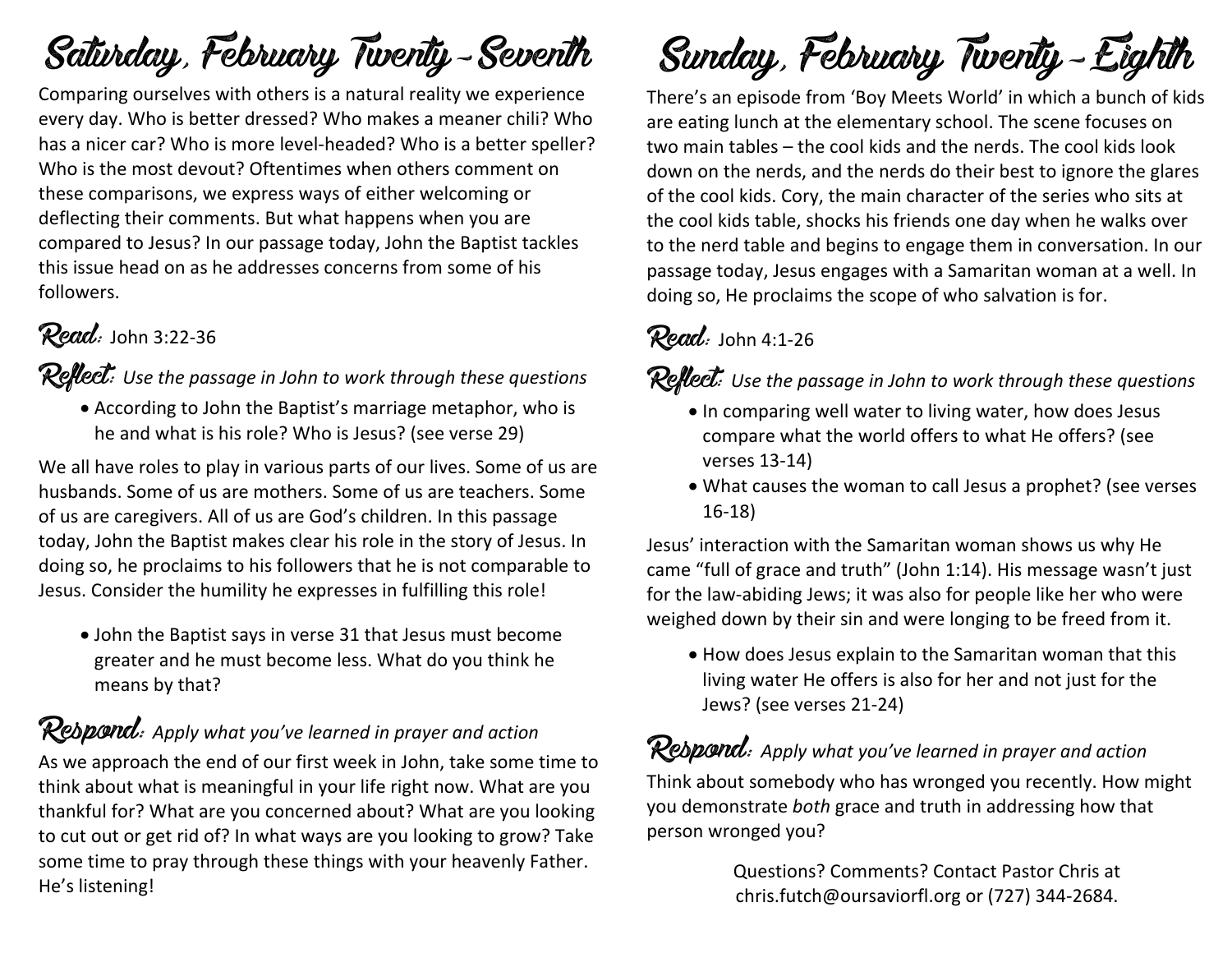# Saturday, February Twenty-Seventh

Comparing ourselves with others is a natural reality we experience every day. Who is better dressed? Who makes a meaner chili? Who has a nicer car? Who is more level-headed? Who is a better speller? Who is the most devout? Oftentimes when others comment on these comparisons, we express ways of either welcoming or deflecting their comments. But what happens when you are compared to Jesus? In our passage today, John the Baptist tackles this issue head on as he addresses concerns from some of his followers.

## Read: John 3:22-36

## Reflect: *Use the passage in John to work through these questions*

- According to John the Baptist's marriage metaphor, who is he and what is his role? Who is Jesus? (see verse 29)

We all have roles to play in various parts of our lives. Some of us are husbands. Some of us are mothers. Some of us are teachers. Some of us are caregivers. All of us are God's children. In this passage today, John the Baptist makes clear his role in the story of Jesus. In doing so, he proclaims to his followers that he is not comparable to Jesus. Consider the humility he expresses in fulfilling this role!

- John the Baptist says in verse 31 that Jesus must become greater and he must become less. What do you think he means by that?

## Respond: *Apply what you've learned in prayer and action*

As we approach the end of our first week in John, take some time to think about what is meaningful in your life right now. What are you thankful for? What are you concerned about? What are you looking to cut out or get rid of? In what ways are you looking to grow? Take some time to pray through these things with your heavenly Father. He's listening!

# Sunday, February Twenty-Eighth

There's an episode from 'Boy Meets World' in which a bunch of kids are eating lunch at the elementary school. The scene focuses on two main tables – the cool kids and the nerds. The cool kids look down on the nerds, and the nerds do their best to ignore the glares of the cool kids. Cory, the main character of the series who sits at the cool kids table, shocks his friends one day when he walks over to the nerd table and begins to engage them in conversation. In our passage today, Jesus engages with a Samaritan woman at a well. In doing so, He proclaims the scope of who salvation is for.

## Read: John 4:1-26

## Reflect: *Use the passage in John to work through these questions*

- In comparing well water to living water, how does Jesus compare what the world offers to what He offers? (see verses 13-14)
- What causes the woman to call Jesus a prophet? (see verses 16-18)

Jesus' interaction with the Samaritan woman shows us why He came "full of grace and truth" (John 1:14). His message wasn't just for the law-abiding Jews; it was also for people like her who were weighed down by their sin and were longing to be freed from it.

- How does Jesus explain to the Samaritan woman that this living water He offers is also for her and not just for the Jews? (see verses 21-24)

## Respond: *Apply what you've learned in prayer and action*

Think about somebody who has wronged you recently. How might you demonstrate *both* grace and truth in addressing how that person wronged you?

Questions? Comments? Contact Pastor Chris at chris.futch@oursaviorfl.org or (727) 344-2684.